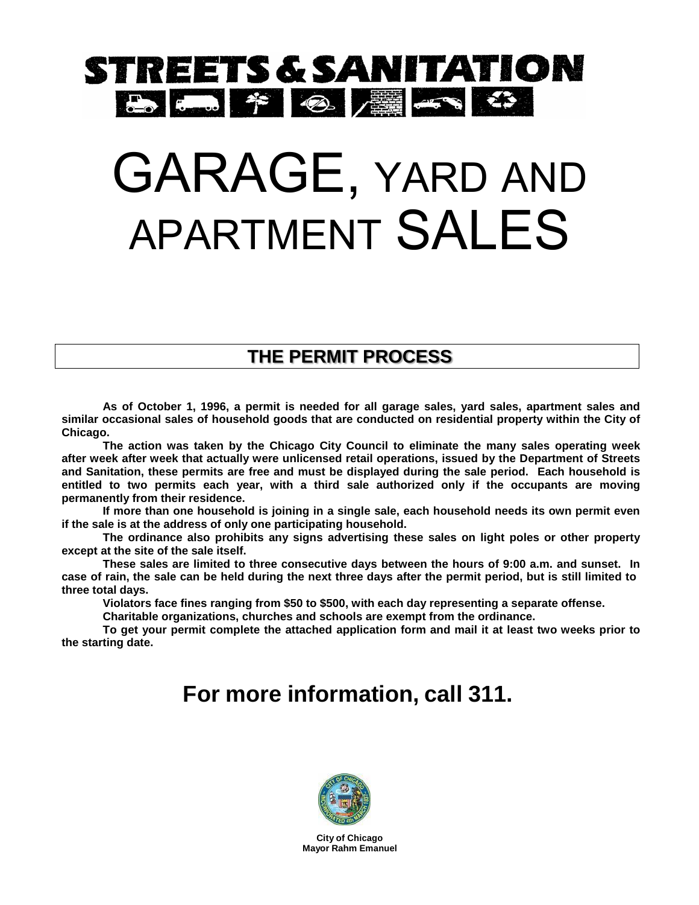# STREETS & SANITATION

# GARAGE, YARD AND APARTMENT SALES

## THE PERMIT PROCESS

**As of October 1, 1996, a permit is needed for all garage sales, yard sales, apartment sales and similar occasional sales of household goods that are conducted on residential property within the City of Chicago.**

**The action was taken by the Chicago City Council to eliminate the many sales operating week after week after week that actually were unlicensed retail operations, issued by the Department of Streets and Sanitation, these permits are free and must be displayed during the sale period. Each household is entitled to two permits each year, with a third sale authorized only if the occupants are moving permanently from their residence.**

**If more than one household is joining in a single sale, each household needs its own permit even if the sale is at the address of only one participating household.**

**The ordinance also prohibits any signs advertising these sales on light poles or other property except at the site of the sale itself.**

**These sales are limited to three consecutive days between the hours of 9:00 a.m. and sunset. In case of rain, the sale can be held during the next three days after the permit period, but is still limited to three total days.**

**Violators face fines ranging from $50 to $500, with each day representing a separate offense.**

**Charitable organizations, churches and schools are exempt from the ordinance.**

**To get your permit complete the attached application form and mail it at least two weeks prior to the starting date.**

## For more information, call 311.

**City of Chicago**
**Mayor Rahm Emanuel**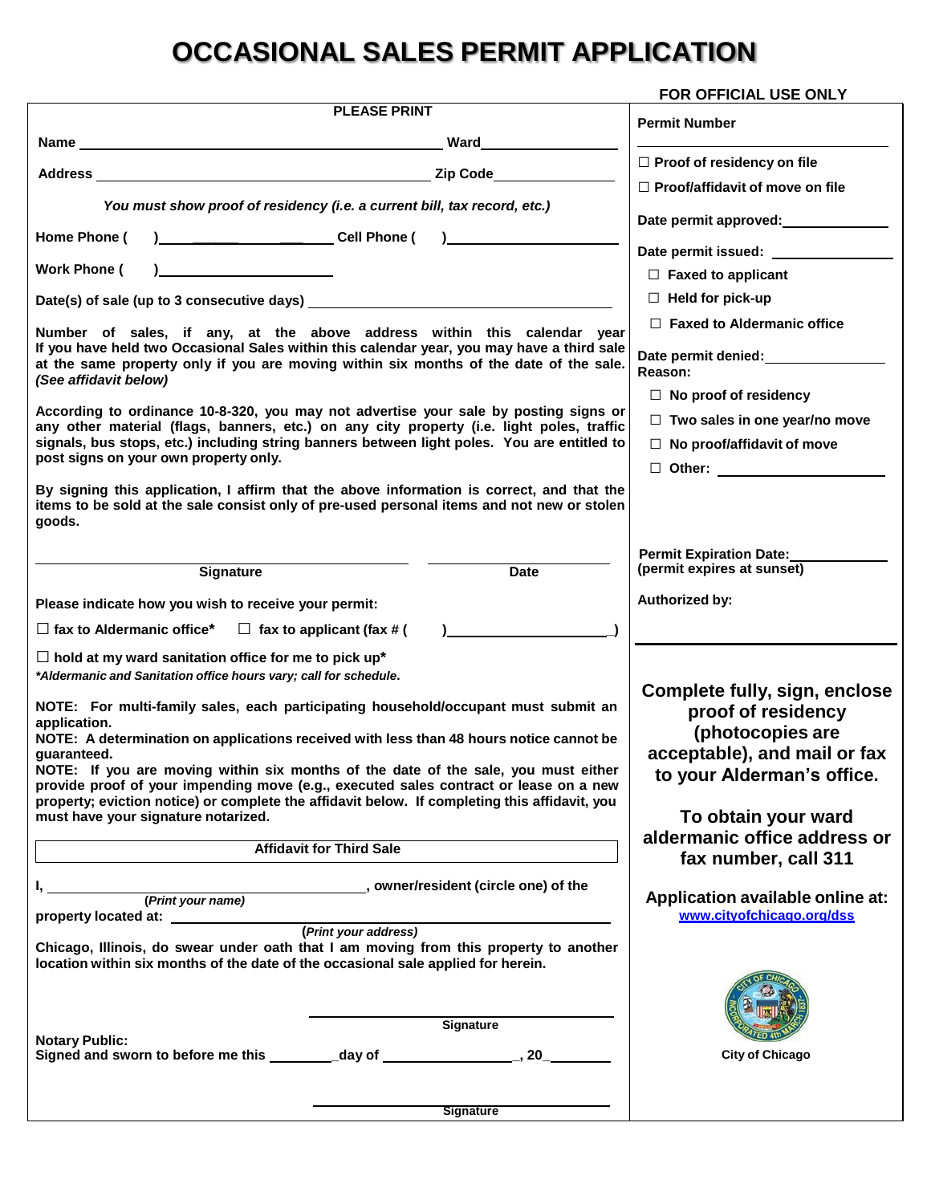# OCCASIONAL SALES PERMIT APPLICATION

**PLEASE PRINT**

**Name** ______________________________ **Ward** ____________

**Address** ______________________________ **Zip Code** ____________

*You must show proof of residency (i.e. a current bill, tax record, etc.)*

**Home Phone (    )** ____________ **Cell Phone (    )** ____________

**Work Phone (    )** ____________

**Date(s) of sale (up to 3 consecutive days)** ______________________________

**Number of sales, if any, at the above address within this calendar year**
**If you have held two Occasional Sales within this calendar year, you may have a third sale at the same property only if you are moving within six months of the date of the sale.** ***(See affidavit below)***

**According to ordinance 10-8-320, you may not advertise your sale by posting signs or any other material (flags, banners, etc.) on any city property (i.e. light poles, traffic signals, bus stops, etc.) including string banners between light poles. You are entitled to post signs on your own property only.**

**By signing this application, I affirm that the above information is correct, and that the items to be sold at the sale consist only of pre-used personal items and not new or stolen goods.**

______________________________ ____________
**Signature** **Date**

**Please indicate how you wish to receive your permit:**

☐ **fax to Aldermanic office*** ☐ **fax to applicant (fax # (    )** ____________**)**

☐ **hold at my ward sanitation office for me to pick up***

***\*Aldermanic and Sanitation office hours vary; call for schedule.***

**NOTE: For multi-family sales, each participating household/occupant must submit an application.**
**NOTE: A determination on applications received with less than 48 hours notice cannot be guaranteed.**
**NOTE: If you are moving within six months of the date of the sale, you must either provide proof of your impending move (e.g., executed sales contract or lease on a new property; eviction notice) or complete the affidavit below. If completing this affidavit, you must have your signature notarized.**

## Affidavit for Third Sale

**I,** ______________________________**, owner/resident (circle one) of the**
***(Print your name)***
**property located at:** ______________________________
***(Print your address)***
**Chicago, Illinois, do swear under oath that I am moving from this property to another location within six months of the date of the occasional sale applied for herein.**

______________________________
**Signature**

**Notary Public:**
**Signed and sworn to before me this** ________**day of** ____________**, 20**________

______________________________
**Signature**

---

**FOR OFFICIAL USE ONLY**

**Permit Number**

______________________________

☐ **Proof of residency on file**

☐ **Proof/affidavit of move on file**

**Date permit approved:** ____________

**Date permit issued:** ____________

☐ **Faxed to applicant**

☐ **Held for pick-up**

☐ **Faxed to Aldermanic office**

**Date permit denied:** ____________
**Reason:**

☐ **No proof of residency**

☐ **Two sales in one year/no move**

☐ **No proof/affidavit of move**

☐ **Other:** ____________

**Permit Expiration Date:** ____________
**(permit expires at sunset)**

**Authorized by:**

**Complete fully, sign, enclose proof of residency (photocopies are acceptable), and mail or fax to your Alderman's office.**

**To obtain your ward aldermanic office address or fax number, call 311**

**Application available online at:**
**www.cityofchicago.org/dss**

**City of Chicago**